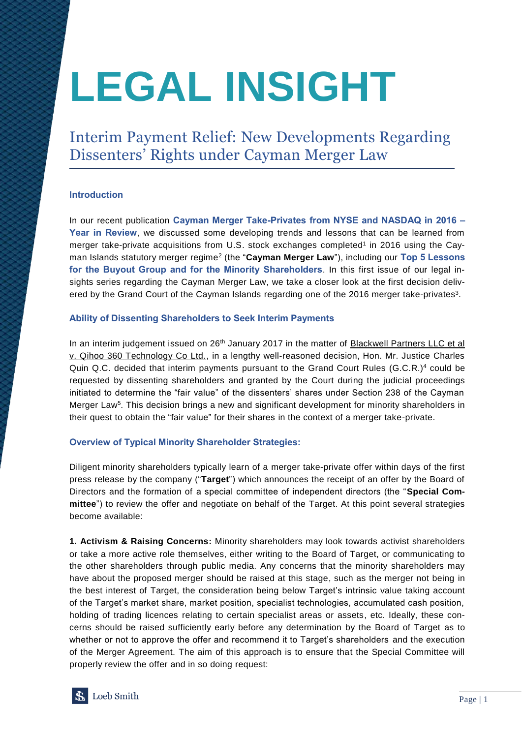# LEGAL INSIGHT

## Interim Payment Relief: New Developments Regarding Dissenters' Rights under Cayman Merger Law

### Introduction

In our recent publication **Cayman Merger Take-Privates from NYSE and NASDAQ in 2016 – Year in Review**, we discussed some developing trends and lessons that can be learned from merger take-private acquisitions from U.S. stock exchanges completed[1] in 2016 using the Cayman Islands statutory merger regime[2] (the "**Cayman Merger Law**"), including our **Top 5 Lessons for the Buyout Group and for the Minority Shareholders**. In this first issue of our legal insights series regarding the Cayman Merger Law, we take a closer look at the first decision delivered by the Grand Court of the Cayman Islands regarding one of the 2016 merger take-privates[3].

### Ability of Dissenting Shareholders to Seek Interim Payments

In an interim judgement issued on 26th January 2017 in the matter of Blackwell Partners LLC et al v. Qihoo 360 Technology Co Ltd., in a lengthy well-reasoned decision, Hon. Mr. Justice Charles Quin Q.C. decided that interim payments pursuant to the Grand Court Rules (G.C.R.)[4] could be requested by dissenting shareholders and granted by the Court during the judicial proceedings initiated to determine the "fair value" of the dissenters' shares under Section 238 of the Cayman Merger Law[5]. This decision brings a new and significant development for minority shareholders in their quest to obtain the "fair value" for their shares in the context of a merger take-private.

### Overview of Typical Minority Shareholder Strategies:

Diligent minority shareholders typically learn of a merger take-private offer within days of the first press release by the company ("**Target**") which announces the receipt of an offer by the Board of Directors and the formation of a special committee of independent directors (the "**Special Committee**") to review the offer and negotiate on behalf of the Target. At this point several strategies become available:

**1. Activism & Raising Concerns:** Minority shareholders may look towards activist shareholders or take a more active role themselves, either writing to the Board of Target, or communicating to the other shareholders through public media. Any concerns that the minority shareholders may have about the proposed merger should be raised at this stage, such as the merger not being in the best interest of Target, the consideration being below Target's intrinsic value taking account of the Target's market share, market position, specialist technologies, accumulated cash position, holding of trading licences relating to certain specialist areas or assets, etc. Ideally, these concerns should be raised sufficiently early before any determination by the Board of Target as to whether or not to approve the offer and recommend it to Target's shareholders and the execution of the Merger Agreement. The aim of this approach is to ensure that the Special Committee will properly review the offer and in so doing request: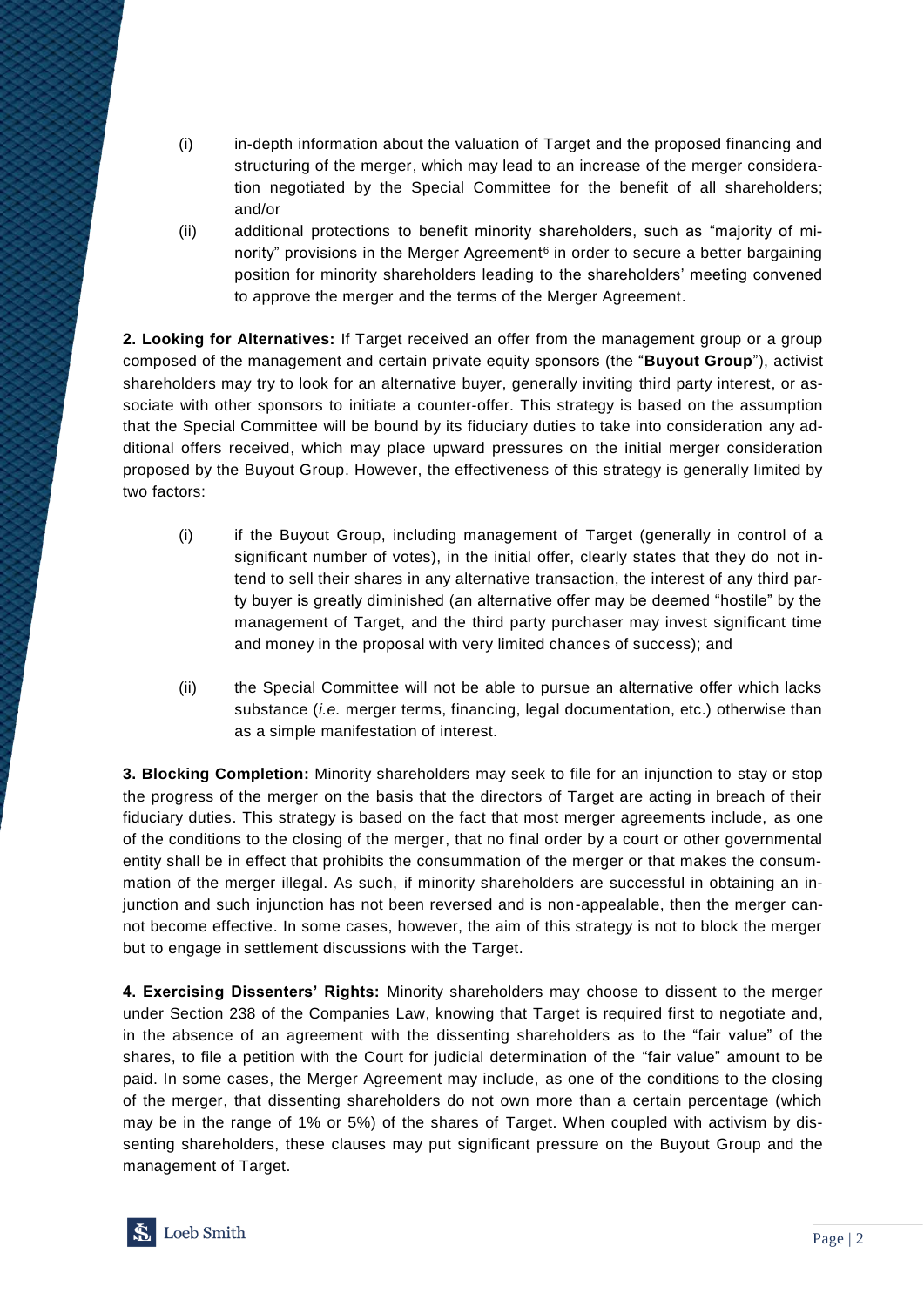(i) in-depth information about the valuation of Target and the proposed financing and structuring of the merger, which may lead to an increase of the merger consideration negotiated by the Special Committee for the benefit of all shareholders; and/or

(ii) additional protections to benefit minority shareholders, such as "majority of minority" provisions in the Merger Agreement[6] in order to secure a better bargaining position for minority shareholders leading to the shareholders' meeting convened to approve the merger and the terms of the Merger Agreement.

**2. Looking for Alternatives:** If Target received an offer from the management group or a group composed of the management and certain private equity sponsors (the "**Buyout Group**"), activist shareholders may try to look for an alternative buyer, generally inviting third party interest, or associate with other sponsors to initiate a counter-offer. This strategy is based on the assumption that the Special Committee will be bound by its fiduciary duties to take into consideration any additional offers received, which may place upward pressures on the initial merger consideration proposed by the Buyout Group. However, the effectiveness of this strategy is generally limited by two factors:

(i) if the Buyout Group, including management of Target (generally in control of a significant number of votes), in the initial offer, clearly states that they do not intend to sell their shares in any alternative transaction, the interest of any third party buyer is greatly diminished (an alternative offer may be deemed "hostile" by the management of Target, and the third party purchaser may invest significant time and money in the proposal with very limited chances of success); and

(ii) the Special Committee will not be able to pursue an alternative offer which lacks substance (*i.e.* merger terms, financing, legal documentation, etc.) otherwise than as a simple manifestation of interest.

**3. Blocking Completion:** Minority shareholders may seek to file for an injunction to stay or stop the progress of the merger on the basis that the directors of Target are acting in breach of their fiduciary duties. This strategy is based on the fact that most merger agreements include, as one of the conditions to the closing of the merger, that no final order by a court or other governmental entity shall be in effect that prohibits the consummation of the merger or that makes the consummation of the merger illegal. As such, if minority shareholders are successful in obtaining an injunction and such injunction has not been reversed and is non-appealable, then the merger cannot become effective. In some cases, however, the aim of this strategy is not to block the merger but to engage in settlement discussions with the Target.

**4. Exercising Dissenters' Rights:** Minority shareholders may choose to dissent to the merger under Section 238 of the Companies Law, knowing that Target is required first to negotiate and, in the absence of an agreement with the dissenting shareholders as to the "fair value" of the shares, to file a petition with the Court for judicial determination of the "fair value" amount to be paid. In some cases, the Merger Agreement may include, as one of the conditions to the closing of the merger, that dissenting shareholders do not own more than a certain percentage (which may be in the range of 1% or 5%) of the shares of Target. When coupled with activism by dissenting shareholders, these clauses may put significant pressure on the Buyout Group and the management of Target.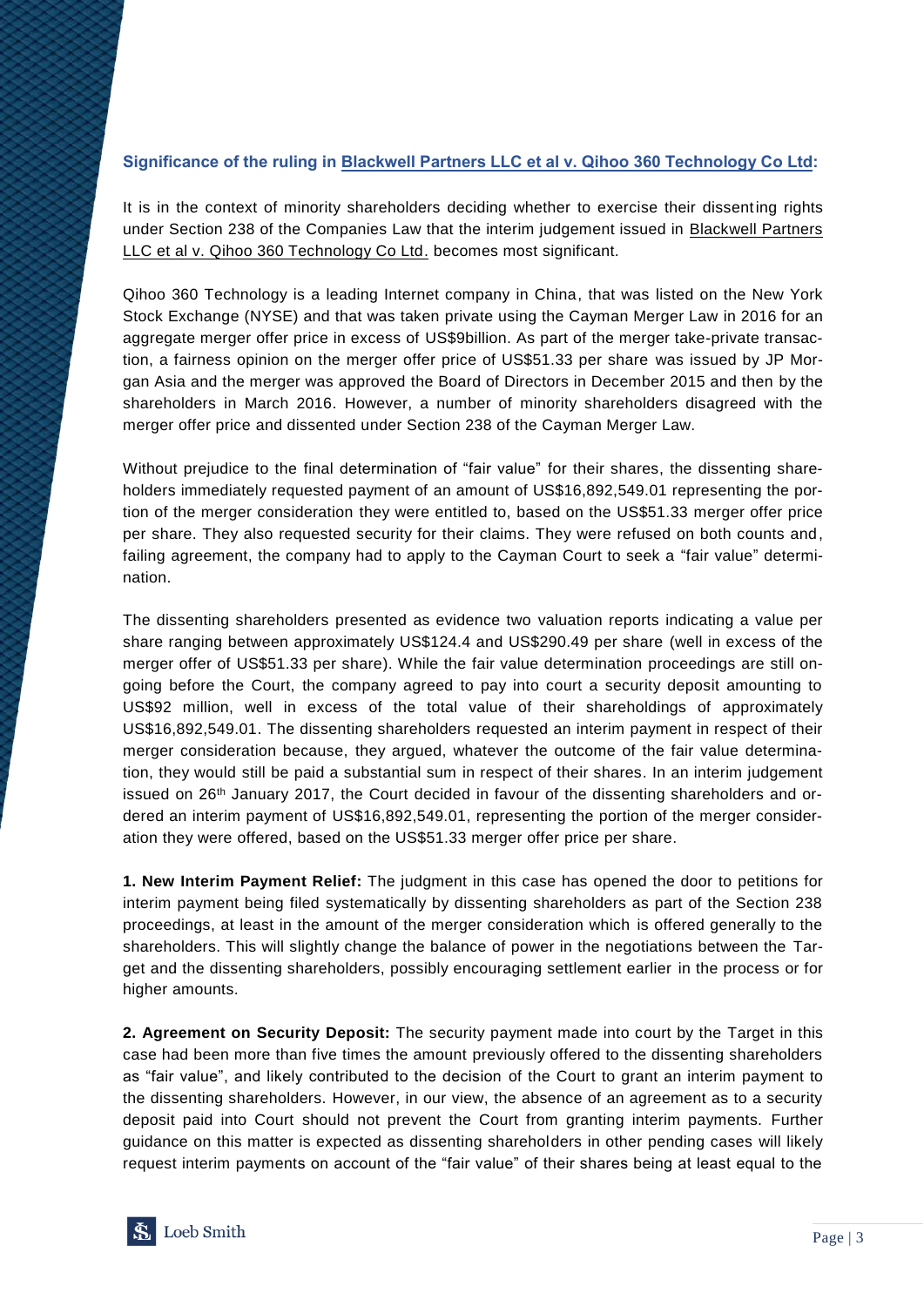**Significance of the ruling in Blackwell Partners LLC et al v. Qihoo 360 Technology Co Ltd:**

It is in the context of minority shareholders deciding whether to exercise their dissenting rights under Section 238 of the Companies Law that the interim judgement issued in Blackwell Partners LLC et al v. Qihoo 360 Technology Co Ltd. becomes most significant.

Qihoo 360 Technology is a leading Internet company in China, that was listed on the New York Stock Exchange (NYSE) and that was taken private using the Cayman Merger Law in 2016 for an aggregate merger offer price in excess of US$9billion. As part of the merger take-private transaction, a fairness opinion on the merger offer price of US$51.33 per share was issued by JP Morgan Asia and the merger was approved the Board of Directors in December 2015 and then by the shareholders in March 2016. However, a number of minority shareholders disagreed with the merger offer price and dissented under Section 238 of the Cayman Merger Law.

Without prejudice to the final determination of "fair value" for their shares, the dissenting shareholders immediately requested payment of an amount of US$16,892,549.01 representing the portion of the merger consideration they were entitled to, based on the US$51.33 merger offer price per share. They also requested security for their claims. They were refused on both counts and, failing agreement, the company had to apply to the Cayman Court to seek a "fair value" determination.

The dissenting shareholders presented as evidence two valuation reports indicating a value per share ranging between approximately US$124.4 and US$290.49 per share (well in excess of the merger offer of US$51.33 per share). While the fair value determination proceedings are still ongoing before the Court, the company agreed to pay into court a security deposit amounting to US$92 million, well in excess of the total value of their shareholdings of approximately US$16,892,549.01. The dissenting shareholders requested an interim payment in respect of their merger consideration because, they argued, whatever the outcome of the fair value determination, they would still be paid a substantial sum in respect of their shares. In an interim judgement issued on 26th January 2017, the Court decided in favour of the dissenting shareholders and ordered an interim payment of US$16,892,549.01, representing the portion of the merger consideration they were offered, based on the US$51.33 merger offer price per share.

**1. New Interim Payment Relief:** The judgment in this case has opened the door to petitions for interim payment being filed systematically by dissenting shareholders as part of the Section 238 proceedings, at least in the amount of the merger consideration which is offered generally to the shareholders. This will slightly change the balance of power in the negotiations between the Target and the dissenting shareholders, possibly encouraging settlement earlier in the process or for higher amounts.

**2. Agreement on Security Deposit:** The security payment made into court by the Target in this case had been more than five times the amount previously offered to the dissenting shareholders as "fair value", and likely contributed to the decision of the Court to grant an interim payment to the dissenting shareholders. However, in our view, the absence of an agreement as to a security deposit paid into Court should not prevent the Court from granting interim payments. Further guidance on this matter is expected as dissenting shareholders in other pending cases will likely request interim payments on account of the "fair value" of their shares being at least equal to the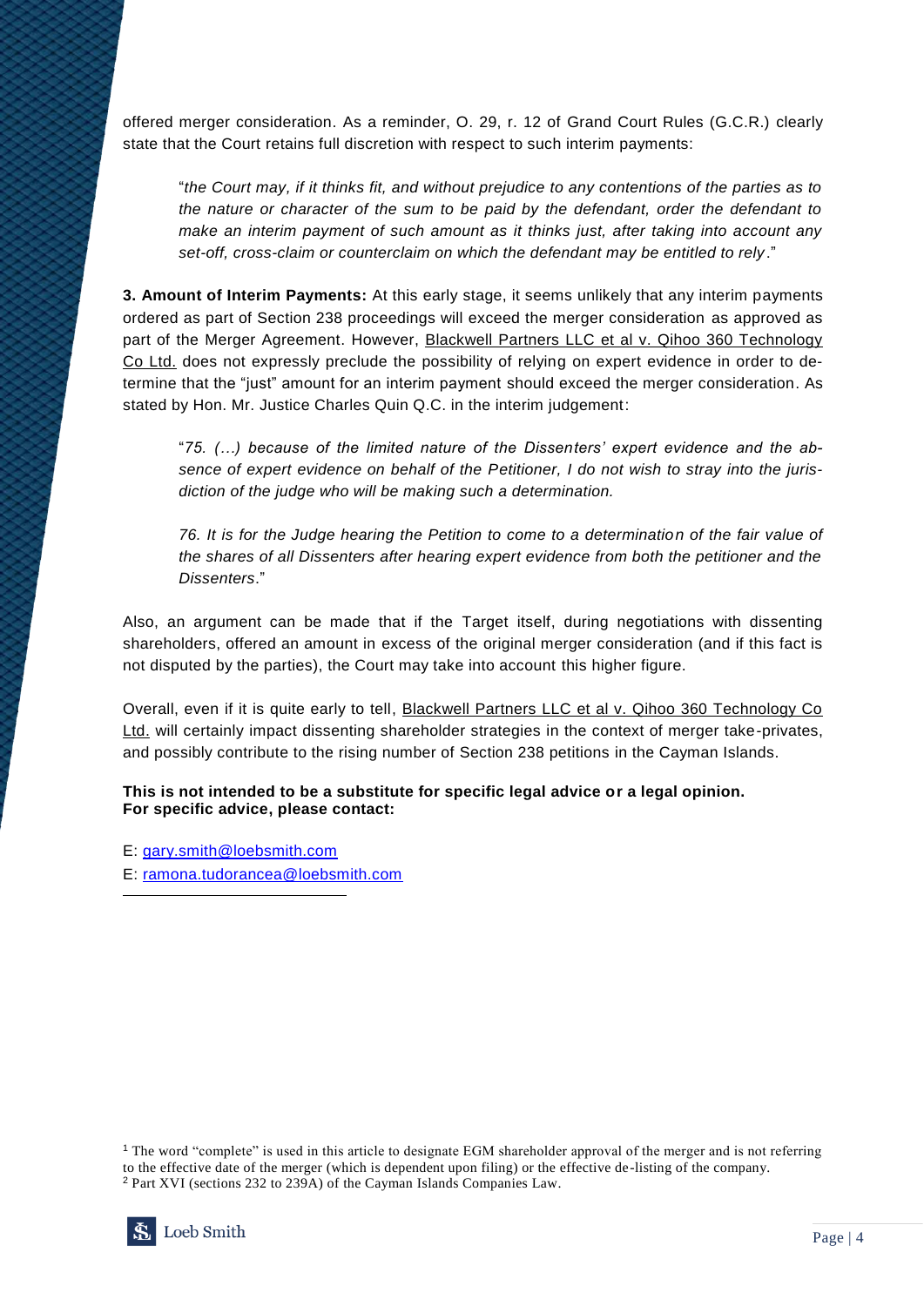offered merger consideration. As a reminder, O. 29, r. 12 of Grand Court Rules (G.C.R.) clearly state that the Court retains full discretion with respect to such interim payments:

> "*the Court may, if it thinks fit, and without prejudice to any contentions of the parties as to the nature or character of the sum to be paid by the defendant, order the defendant to make an interim payment of such amount as it thinks just, after taking into account any set-off, cross-claim or counterclaim on which the defendant may be entitled to rely*."

**3. Amount of Interim Payments:** At this early stage, it seems unlikely that any interim payments ordered as part of Section 238 proceedings will exceed the merger consideration as approved as part of the Merger Agreement. However, Blackwell Partners LLC et al v. Qihoo 360 Technology Co Ltd. does not expressly preclude the possibility of relying on expert evidence in order to determine that the "just" amount for an interim payment should exceed the merger consideration. As stated by Hon. Mr. Justice Charles Quin Q.C. in the interim judgement:

> "*75. (…) because of the limited nature of the Dissenters' expert evidence and the absence of expert evidence on behalf of the Petitioner, I do not wish to stray into the jurisdiction of the judge who will be making such a determination.*
>
> *76. It is for the Judge hearing the Petition to come to a determination of the fair value of the shares of all Dissenters after hearing expert evidence from both the petitioner and the Dissenters*."

Also, an argument can be made that if the Target itself, during negotiations with dissenting shareholders, offered an amount in excess of the original merger consideration (and if this fact is not disputed by the parties), the Court may take into account this higher figure.

Overall, even if it is quite early to tell, Blackwell Partners LLC et al v. Qihoo 360 Technology Co Ltd. will certainly impact dissenting shareholder strategies in the context of merger take-privates, and possibly contribute to the rising number of Section 238 petitions in the Cayman Islands.

**This is not intended to be a substitute for specific legal advice or a legal opinion.**
**For specific advice, please contact:**

E: gary.smith@loebsmith.com

E: ramona.tudorancea@loebsmith.com

---

[1] The word "complete" is used in this article to designate EGM shareholder approval of the merger and is not referring to the effective date of the merger (which is dependent upon filing) or the effective de-listing of the company.

[2] Part XVI (sections 232 to 239A) of the Cayman Islands Companies Law.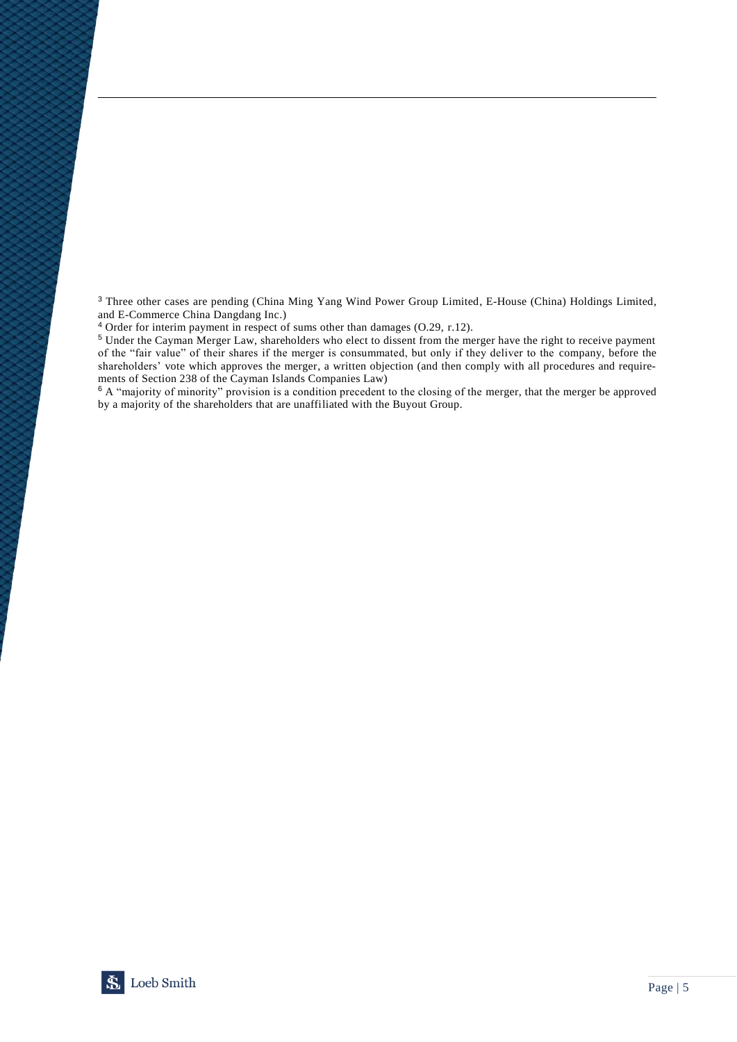[3] Three other cases are pending (China Ming Yang Wind Power Group Limited, E-House (China) Holdings Limited, and E-Commerce China Dangdang Inc.)

[4] Order for interim payment in respect of sums other than damages (O.29, r.12).

[5] Under the Cayman Merger Law, shareholders who elect to dissent from the merger have the right to receive payment of the "fair value" of their shares if the merger is consummated, but only if they deliver to the company, before the shareholders' vote which approves the merger, a written objection (and then comply with all procedures and requirements of Section 238 of the Cayman Islands Companies Law)

[6] A "majority of minority" provision is a condition precedent to the closing of the merger, that the merger be approved by a majority of the shareholders that are unaffiliated with the Buyout Group.